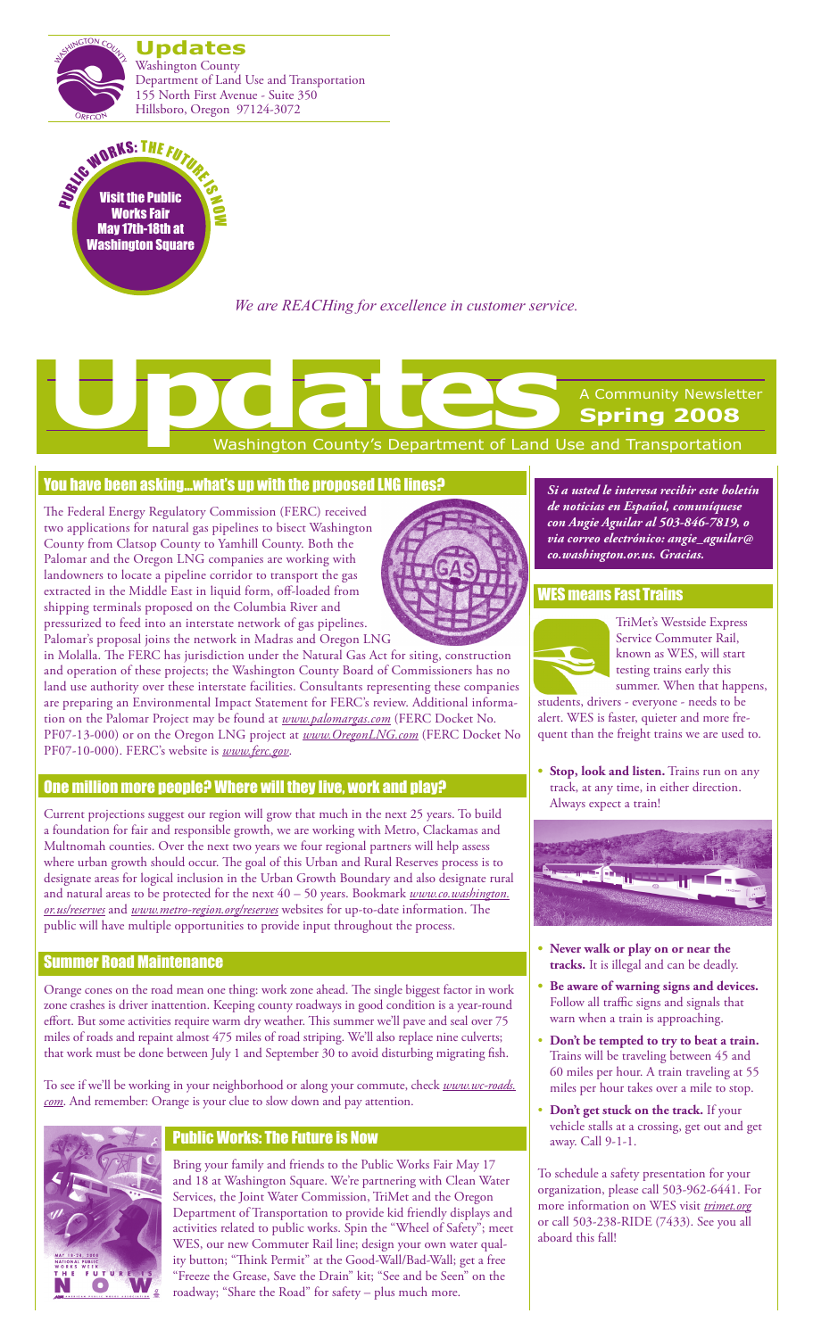# Updates

Washington County
Department of Land Use and Transportation
155 North First Avenue - Suite 350
Hillsboro, Oregon 97124-3072

PUBLIC WORKS: THE FUTURE IS NOW

Visit the Public Works Fair May 17th-18th at Washington Square

*We are REACHing for excellence in customer service.*

# Updates

A Community Newsletter
**Spring 2008**

Washington County's Department of Land Use and Transportation

## You have been asking...what's up with the proposed LNG lines?

The Federal Energy Regulatory Commission (FERC) received two applications for natural gas pipelines to bisect Washington County from Clatsop County to Yamhill County. Both the Palomar and the Oregon LNG companies are working with landowners to locate a pipeline corridor to transport the gas extracted in the Middle East in liquid form, off-loaded from shipping terminals proposed on the Columbia River and pressurized to feed into an interstate network of gas pipelines. Palomar's proposal joins the network in Madras and Oregon LNG in Molalla. The FERC has jurisdiction under the Natural Gas Act for siting, construction and operation of these projects; the Washington County Board of Commissioners has no land use authority over these interstate facilities. Consultants representing these companies are preparing an Environmental Impact Statement for FERC's review. Additional information on the Palomar Project may be found at *www.palomargas.com* (FERC Docket No. PF07-13-000) or on the Oregon LNG project at *www.OregonLNG.com* (FERC Docket No PF07-10-000). FERC's website is *www.ferc.gov*.

## One million more people? Where will they live, work and play?

Current projections suggest our region will grow that much in the next 25 years. To build a foundation for fair and responsible growth, we are working with Metro, Clackamas and Multnomah counties. Over the next two years we four regional partners will help assess where urban growth should occur. The goal of this Urban and Rural Reserves process is to designate areas for logical inclusion in the Urban Growth Boundary and also designate rural and natural areas to be protected for the next 40 – 50 years. Bookmark *www.co.washington.or.us/reserves* and *www.metro-region.org/reserves* websites for up-to-date information. The public will have multiple opportunities to provide input throughout the process.

## Summer Road Maintenance

Orange cones on the road mean one thing: work zone ahead. The single biggest factor in work zone crashes is driver inattention. Keeping county roadways in good condition is a year-round effort. But some activities require warm dry weather. This summer we'll pave and seal over 75 miles of roads and repaint almost 475 miles of road striping. We'll also replace nine culverts; that work must be done between July 1 and September 30 to avoid disturbing migrating fish.

To see if we'll be working in your neighborhood or along your commute, check *www.wc-roads.com*. And remember: Orange is your clue to slow down and pay attention.

## Public Works: The Future is Now

Bring your family and friends to the Public Works Fair May 17 and 18 at Washington Square. We're partnering with Clean Water Services, the Joint Water Commission, TriMet and the Oregon Department of Transportation to provide kid friendly displays and activities related to public works. Spin the "Wheel of Safety"; meet WES, our new Commuter Rail line; design your own water quality button; "Think Permit" at the Good-Wall/Bad-Wall; get a free "Freeze the Grease, Save the Drain" kit; "See and be Seen" on the roadway; "Share the Road" for safety – plus much more.

***Si a usted le interesa recibir este boletín de noticias en Español, comuníquese con Angie Aguilar al 503-846-7819, o via correo electrónico: angie_aguilar@co.washington.or.us. Gracias.***

## WES means Fast Trains

TriMet's Westside Express Service Commuter Rail, known as WES, will start testing trains early this summer. When that happens, students, drivers - everyone - needs to be alert. WES is faster, quieter and more frequent than the freight trains we are used to.

- **Stop, look and listen.** Trains run on any track, at any time, in either direction. Always expect a train!
- **Never walk or play on or near the tracks.** It is illegal and can be deadly.
- **Be aware of warning signs and devices.** Follow all traffic signs and signals that warn when a train is approaching.
- **Don't be tempted to try to beat a train.** Trains will be traveling between 45 and 60 miles per hour. A train traveling at 55 miles per hour takes over a mile to stop.
- **Don't get stuck on the track.** If your vehicle stalls at a crossing, get out and get away. Call 9-1-1.

To schedule a safety presentation for your organization, please call 503-962-6441. For more information on WES visit *trimet.org* or call 503-238-RIDE (7433). See you all aboard this fall!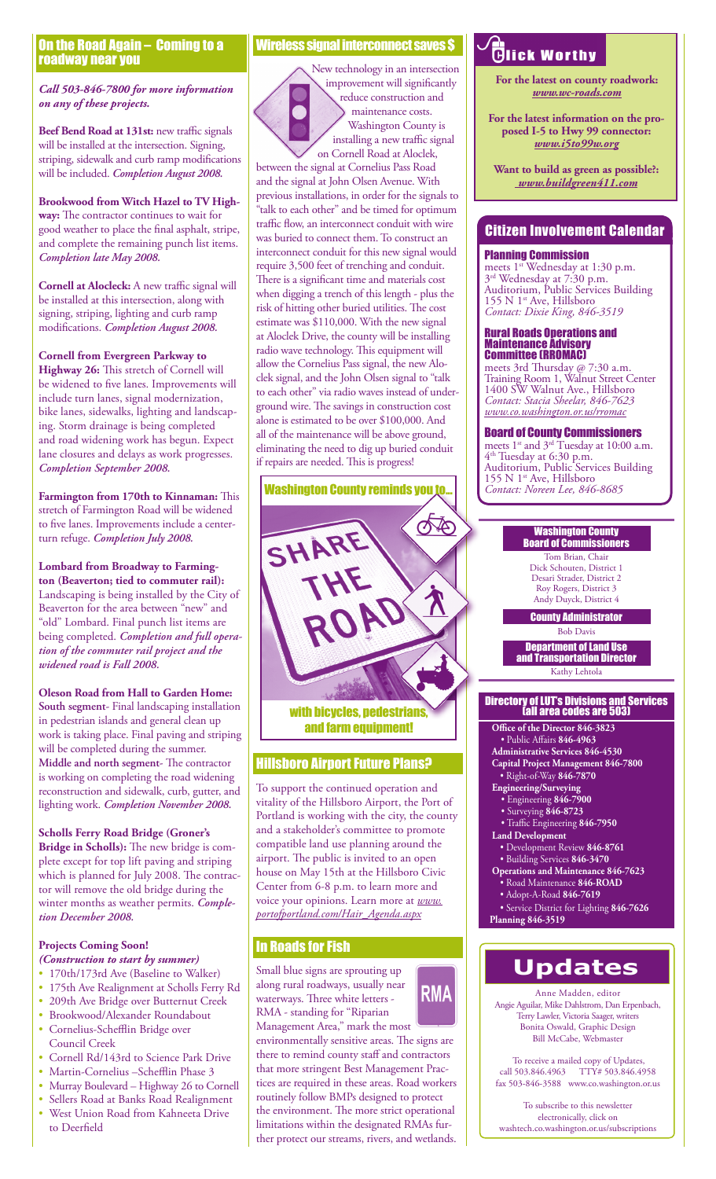## On the Road Again – Coming to a roadway near you

***Call 503-846-7800 for more information on any of these projects.***

**Beef Bend Road at 131st:** new traffic signals will be installed at the intersection. Signing, striping, sidewalk and curb ramp modifications will be included. ***Completion August 2008.***

**Brookwood from Witch Hazel to TV Highway:** The contractor continues to wait for good weather to place the final asphalt, stripe, and complete the remaining punch list items. ***Completion late May 2008.***

**Cornell at Alocleck:** A new traffic signal will be installed at this intersection, along with signing, striping, lighting and curb ramp modifications. ***Completion August 2008.***

**Cornell from Evergreen Parkway to Highway 26:** This stretch of Cornell will be widened to five lanes. Improvements will include turn lanes, signal modernization, bike lanes, sidewalks, lighting and landscaping. Storm drainage is being completed and road widening work has begun. Expect lane closures and delays as work progresses. ***Completion September 2008.***

**Farmington from 170th to Kinnaman:** This stretch of Farmington Road will be widened to five lanes. Improvements include a center-turn refuge. ***Completion July 2008.***

**Lombard from Broadway to Farmington (Beaverton; tied to commuter rail):** Landscaping is being installed by the City of Beaverton for the area between "new" and "old" Lombard. Final punch list items are being completed. ***Completion and full operation of the commuter rail project and the widened road is Fall 2008.***

**Oleson Road from Hall to Garden Home:** **South segment**- Final landscaping installation in pedestrian islands and general clean up work is taking place. Final paving and striping will be completed during the summer. **Middle and north segment**- The contractor is working on completing the road widening reconstruction and sidewalk, curb, gutter, and lighting work. ***Completion November 2008.***

**Scholls Ferry Road Bridge (Groner's Bridge in Scholls):** The new bridge is complete except for top lift paving and striping which is planned for July 2008. The contractor will remove the old bridge during the winter months as weather permits. ***Completion December 2008.***

**Projects Coming Soon!**
***(Construction to start by summer)***

- 170th/173rd Ave (Baseline to Walker)
- 175th Ave Realignment at Scholls Ferry Rd
- 209th Ave Bridge over Butternut Creek
- Brookwood/Alexander Roundabout
- Cornelius-Schefflin Bridge over Council Creek
- Cornell Rd/143rd to Science Park Drive
- Martin-Cornelius –Schefflin Phase 3
- Murray Boulevard – Highway 26 to Cornell
- Sellers Road at Banks Road Realignment
- West Union Road from Kahneeta Drive to Deerfield

## Wireless signal interconnect saves $

New technology in an intersection improvement will significantly reduce construction and maintenance costs. Washington County is installing a new traffic signal on Cornell Road at Aloclek, between the signal at Cornelius Pass Road and the signal at John Olsen Avenue. With previous installations, in order for the signals to "talk to each other" and be timed for optimum traffic flow, an interconnect conduit with wire was buried to connect them. To construct an interconnect conduit for this new signal would require 3,500 feet of trenching and conduit. There is a significant time and materials cost when digging a trench of this length - plus the risk of hitting other buried utilities. The cost estimate was $110,000. With the new signal at Aloclek Drive, the county will be installing radio wave technology. This equipment will allow the Cornelius Pass signal, the new Aloclek signal, and the John Olsen signal to "talk to each other" via radio waves instead of underground wire. The savings in construction cost alone is estimated to be over $100,000. And all of the maintenance will be above ground, eliminating the need to dig up buried conduit if repairs are needed. This is progress!

**Washington County reminds you to...**

SHARE THE ROAD

**with bicycles, pedestrians, and farm equipment!**

## Hillsboro Airport Future Plans?

To support the continued operation and vitality of the Hillsboro Airport, the Port of Portland is working with the city, the county and a stakeholder's committee to promote compatible land use planning around the airport. The public is invited to an open house on May 15th at the Hillsboro Civic Center from 6-8 p.m. to learn more and voice your opinions. Learn more at *www.portofportland.com/Hair_Agenda.aspx*

## In Roads for Fish

RMA

Small blue signs are sprouting up along rural roadways, usually near waterways. Three white letters - RMA - standing for "Riparian Management Area," mark the most environmentally sensitive areas. The signs are there to remind county staff and contractors that more stringent Best Management Practices are required in these areas. Road workers routinely follow BMPs designed to protect the environment. The more strict operational limitations within the designated RMAs further protect our streams, rivers, and wetlands.

## Click Worthy

**For the latest on county roadwork:** ***www.wc-roads.com***

**For the latest information on the proposed I-5 to Hwy 99 connector:** ***www.i5to99w.org***

**Want to build as green as possible?:** ***www.buildgreen411.com***

## Citizen Involvement Calendar

### Planning Commission

meets 1st Wednesday at 1:30 p.m.
3rd Wednesday at 7:30 p.m.
Auditorium, Public Services Building
155 N 1st Ave, Hillsboro
*Contact: Dixie King, 846-3519*

### Rural Roads Operations and Maintenance Advisory Committee (RROMAC)

meets 3rd Thursday @ 7:30 a.m.
Training Room 1, Walnut Street Center
1400 SW Walnut Ave., Hillsboro
*Contact: Stacia Sheelar, 846-7623*
*www.co.washington.or.us/rromac*

### Board of County Commissioners

meets 1st and 3rd Tuesday at 10:00 a.m.
4th Tuesday at 6:30 p.m.
Auditorium, Public Services Building
155 N 1st Ave, Hillsboro
*Contact: Noreen Lee, 846-8685*

### Washington County Board of Commissioners

Tom Brian, Chair
Dick Schouten, District 1
Desari Strader, District 2
Roy Rogers, District 3
Andy Duyck, District 4

### County Administrator

Bob Davis

### Department of Land Use and Transportation Director

Kathy Lehtola

### Directory of LUT's Divisions and Services (all area codes are 503)

**Office of the Director 846-3823**
- Public Affairs **846-4963**

**Administrative Services 846-4530**

**Capital Project Management 846-7800**
- Right-of-Way **846-7870**

**Engineering/Surveying**
- Engineering **846-7900**
- Surveying **846-8723**
- Traffic Engineering **846-7950**

**Land Development**
- Development Review **846-8761**
- Building Services **846-3470**

**Operations and Maintenance 846-7623**
- Road Maintenance **846-ROAD**
- Adopt-A-Road **846-7619**
- Service District for Lighting **846-7626**

**Planning 846-3519**

## Updates

Anne Madden, editor
Angie Aguilar, Mike Dahlstrom, Dan Erpenbach, Terry Lawler, Victoria Saager, writers
Bonita Oswald, Graphic Design
Bill McCabe, Webmaster

To receive a mailed copy of Updates, call 503.846.4963 TTY# 503.846.4958 fax 503-846-3588 www.co.washington.or.us

To subscribe to this newsletter electronically, click on washtech.co.washington.or.us/subscriptions